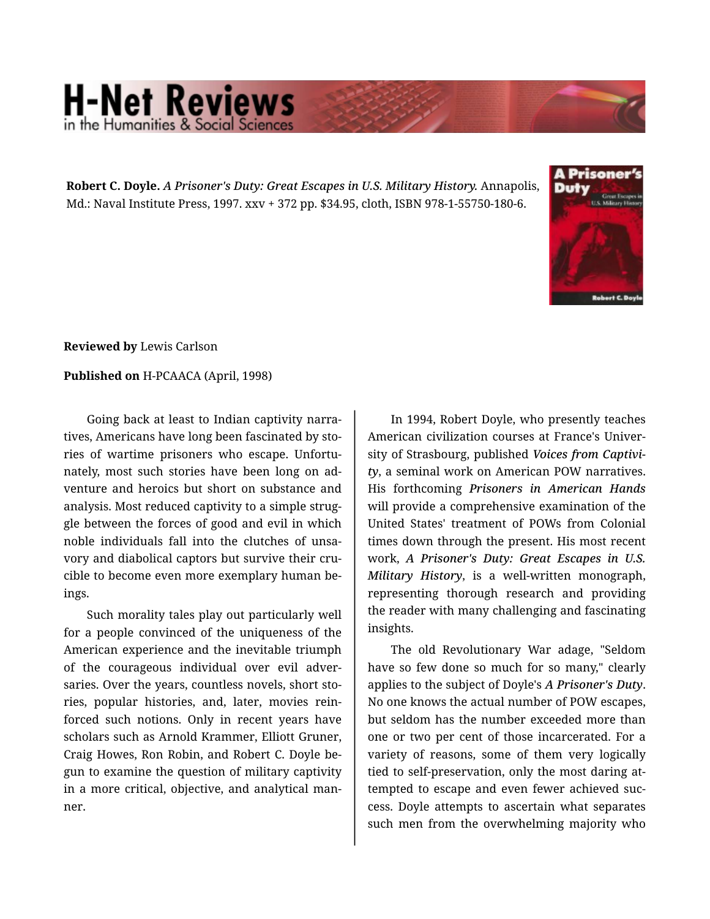**Robert C. Doyle.** *A Prisoner's Duty: Great Escapes in U.S. Military History.* Annapolis, Md.: Naval Institute Press, 1997. xxv + 372 pp. $34.95, cloth, ISBN 978-1-55750-180-6.

**Reviewed by** Lewis Carlson

**Published on** H-PCAACA (April, 1998)

Going back at least to Indian captivity narratives, Americans have long been fascinated by stories of wartime prisoners who escape. Unfortunately, most such stories have been long on adventure and heroics but short on substance and analysis. Most reduced captivity to a simple struggle between the forces of good and evil in which noble individuals fall into the clutches of unsavory and diabolical captors but survive their crucible to become even more exemplary human beings.

Such morality tales play out particularly well for a people convinced of the uniqueness of the American experience and the inevitable triumph of the courageous individual over evil adversaries. Over the years, countless novels, short stories, popular histories, and, later, movies reinforced such notions. Only in recent years have scholars such as Arnold Krammer, Elliott Gruner, Craig Howes, Ron Robin, and Robert C. Doyle begun to examine the question of military captivity in a more critical, objective, and analytical manner.

In 1994, Robert Doyle, who presently teaches American civilization courses at France's University of Strasbourg, published ***Voices from Captivity***, a seminal work on American POW narratives. His forthcoming ***Prisoners in American Hands*** will provide a comprehensive examination of the United States' treatment of POWs from Colonial times down through the present. His most recent work, ***A Prisoner's Duty: Great Escapes in U.S. Military History***, is a well-written monograph, representing thorough research and providing the reader with many challenging and fascinating insights.

The old Revolutionary War adage, "Seldom have so few done so much for so many," clearly applies to the subject of Doyle's ***A Prisoner's Duty***. No one knows the actual number of POW escapes, but seldom has the number exceeded more than one or two per cent of those incarcerated. For a variety of reasons, some of them very logically tied to self-preservation, only the most daring attempted to escape and even fewer achieved success. Doyle attempts to ascertain what separates such men from the overwhelming majority who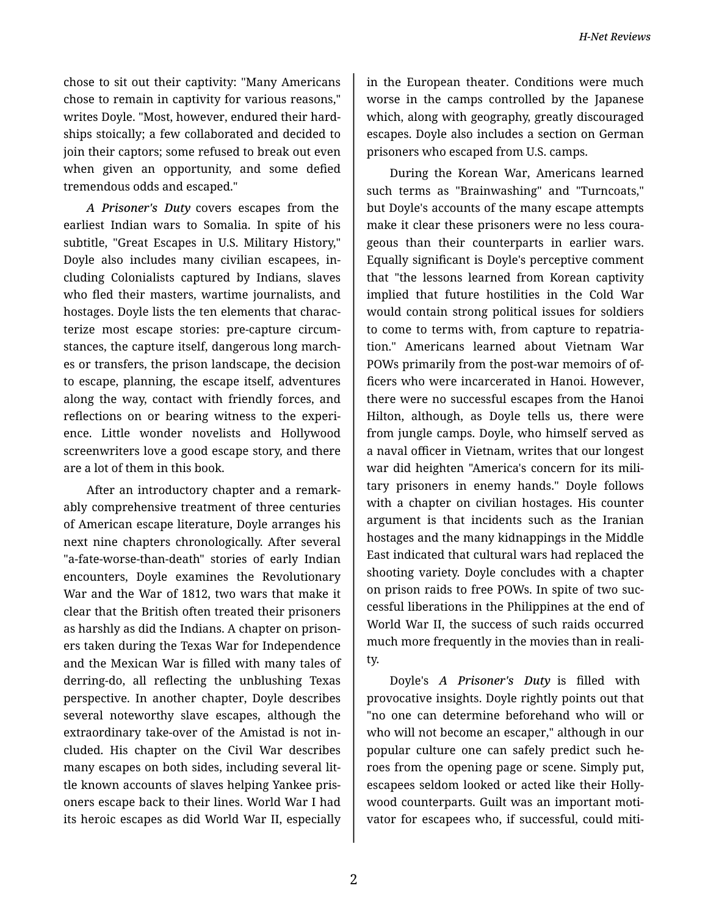chose to sit out their captivity: "Many Americans chose to remain in captivity for various reasons," writes Doyle. "Most, however, endured their hardships stoically; a few collaborated and decided to join their captors; some refused to break out even when given an opportunity, and some defied tremendous odds and escaped."

*A Prisoner's Duty* covers escapes from the earliest Indian wars to Somalia. In spite of his subtitle, "Great Escapes in U.S. Military History," Doyle also includes many civilian escapees, including Colonialists captured by Indians, slaves who fled their masters, wartime journalists, and hostages. Doyle lists the ten elements that characterize most escape stories: pre-capture circumstances, the capture itself, dangerous long marches or transfers, the prison landscape, the decision to escape, planning, the escape itself, adventures along the way, contact with friendly forces, and reflections on or bearing witness to the experience. Little wonder novelists and Hollywood screenwriters love a good escape story, and there are a lot of them in this book.

After an introductory chapter and a remarkably comprehensive treatment of three centuries of American escape literature, Doyle arranges his next nine chapters chronologically. After several "a-fate-worse-than-death" stories of early Indian encounters, Doyle examines the Revolutionary War and the War of 1812, two wars that make it clear that the British often treated their prisoners as harshly as did the Indians. A chapter on prisoners taken during the Texas War for Independence and the Mexican War is filled with many tales of derring-do, all reflecting the unblushing Texas perspective. In another chapter, Doyle describes several noteworthy slave escapes, although the extraordinary take-over of the Amistad is not included. His chapter on the Civil War describes many escapes on both sides, including several little known accounts of slaves helping Yankee prisoners escape back to their lines. World War I had its heroic escapes as did World War II, especially in the European theater. Conditions were much worse in the camps controlled by the Japanese which, along with geography, greatly discouraged escapes. Doyle also includes a section on German prisoners who escaped from U.S. camps.

During the Korean War, Americans learned such terms as "Brainwashing" and "Turncoats," but Doyle's accounts of the many escape attempts make it clear these prisoners were no less courageous than their counterparts in earlier wars. Equally significant is Doyle's perceptive comment that "the lessons learned from Korean captivity implied that future hostilities in the Cold War would contain strong political issues for soldiers to come to terms with, from capture to repatriation." Americans learned about Vietnam War POWs primarily from the post-war memoirs of officers who were incarcerated in Hanoi. However, there were no successful escapes from the Hanoi Hilton, although, as Doyle tells us, there were from jungle camps. Doyle, who himself served as a naval officer in Vietnam, writes that our longest war did heighten "America's concern for its military prisoners in enemy hands." Doyle follows with a chapter on civilian hostages. His counter argument is that incidents such as the Iranian hostages and the many kidnappings in the Middle East indicated that cultural wars had replaced the shooting variety. Doyle concludes with a chapter on prison raids to free POWs. In spite of two successful liberations in the Philippines at the end of World War II, the success of such raids occurred much more frequently in the movies than in reality.

Doyle's *A Prisoner's Duty* is filled with provocative insights. Doyle rightly points out that "no one can determine beforehand who will or who will not become an escaper," although in our popular culture one can safely predict such heroes from the opening page or scene. Simply put, escapees seldom looked or acted like their Hollywood counterparts. Guilt was an important motivator for escapees who, if successful, could miti-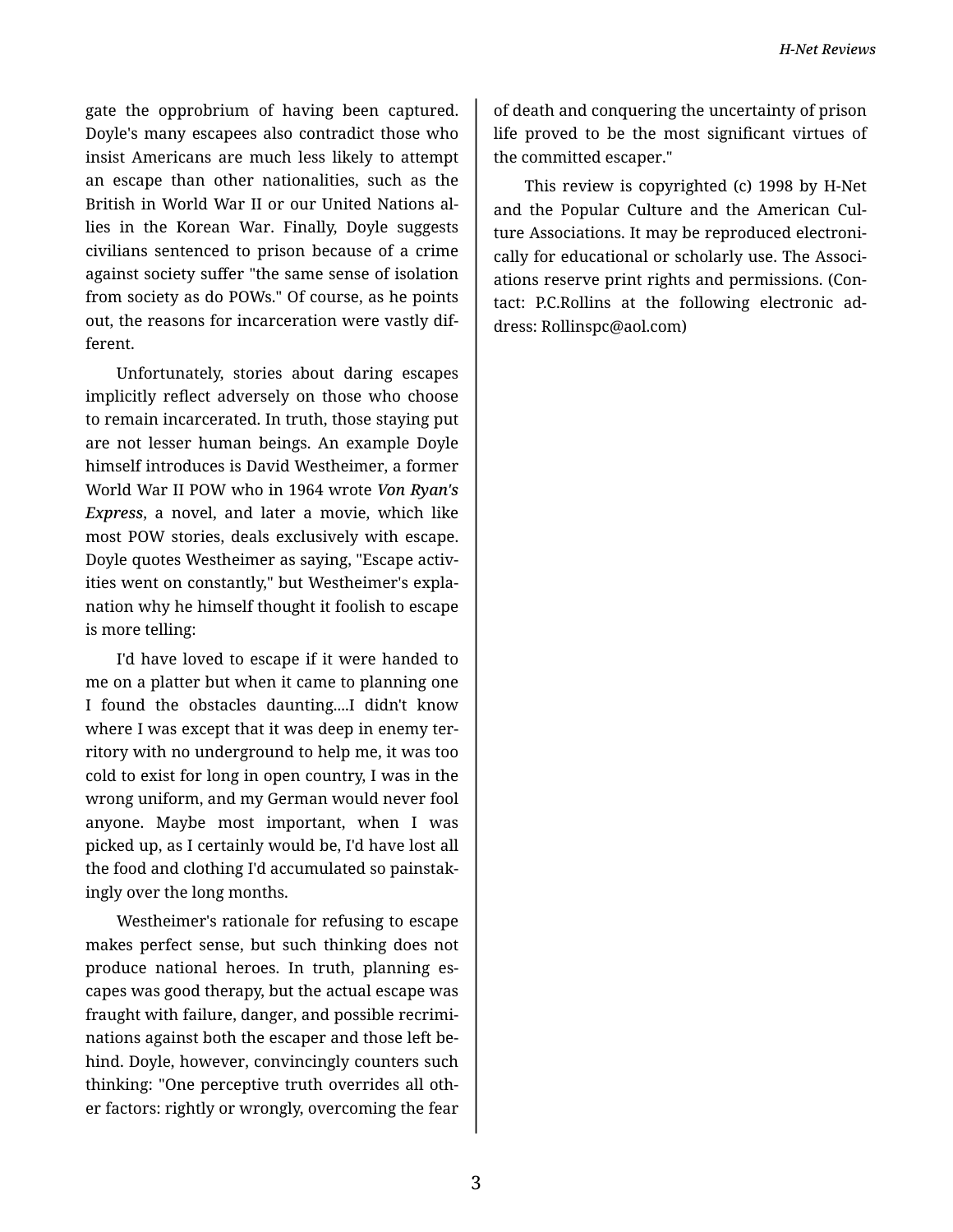gate the opprobrium of having been captured. Doyle's many escapees also contradict those who insist Americans are much less likely to attempt an escape than other nationalities, such as the British in World War II or our United Nations allies in the Korean War. Finally, Doyle suggests civilians sentenced to prison because of a crime against society suffer "the same sense of isolation from society as do POWs." Of course, as he points out, the reasons for incarceration were vastly different.

Unfortunately, stories about daring escapes implicitly reflect adversely on those who choose to remain incarcerated. In truth, those staying put are not lesser human beings. An example Doyle himself introduces is David Westheimer, a former World War II POW who in 1964 wrote ***Von Ryan's Express***, a novel, and later a movie, which like most POW stories, deals exclusively with escape. Doyle quotes Westheimer as saying, "Escape activities went on constantly," but Westheimer's explanation why he himself thought it foolish to escape is more telling:

> I'd have loved to escape if it were handed to me on a platter but when it came to planning one I found the obstacles daunting....I didn't know where I was except that it was deep in enemy territory with no underground to help me, it was too cold to exist for long in open country, I was in the wrong uniform, and my German would never fool anyone. Maybe most important, when I was picked up, as I certainly would be, I'd have lost all the food and clothing I'd accumulated so painstakingly over the long months.

Westheimer's rationale for refusing to escape makes perfect sense, but such thinking does not produce national heroes. In truth, planning escapes was good therapy, but the actual escape was fraught with failure, danger, and possible recriminations against both the escaper and those left behind. Doyle, however, convincingly counters such thinking: "One perceptive truth overrides all other factors: rightly or wrongly, overcoming the fear of death and conquering the uncertainty of prison life proved to be the most significant virtues of the committed escaper."

This review is copyrighted (c) 1998 by H-Net and the Popular Culture and the American Culture Associations. It may be reproduced electronically for educational or scholarly use. The Associations reserve print rights and permissions. (Contact: P.C.Rollins at the following electronic address: Rollinspc@aol.com)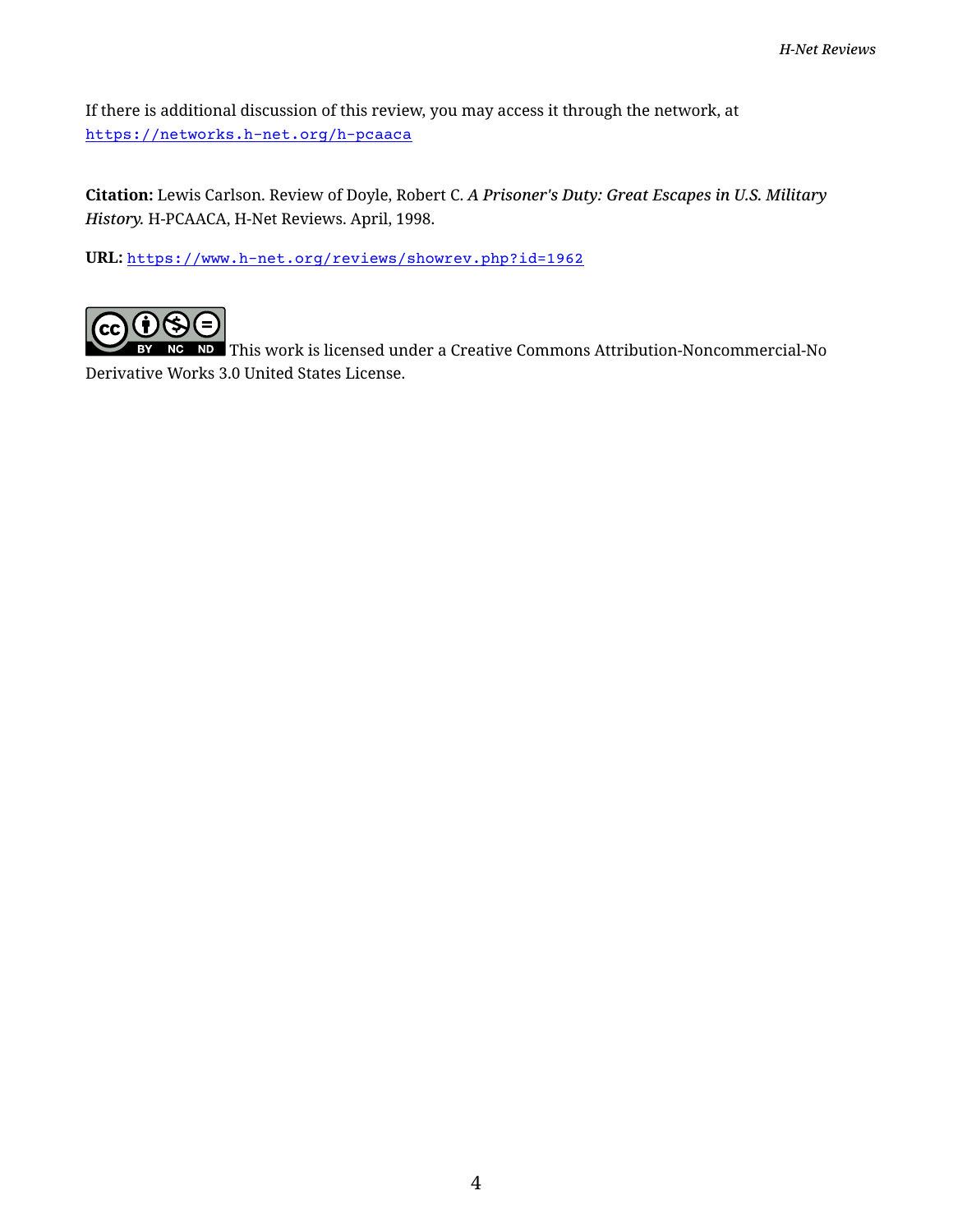If there is additional discussion of this review, you may access it through the network, at https://networks.h-net.org/h-pcaaca

**Citation:** Lewis Carlson. Review of Doyle, Robert C. ***A Prisoner's Duty: Great Escapes in U.S. Military History.*** H-PCAACA, H-Net Reviews. April, 1998.

**URL:** https://www.h-net.org/reviews/showrev.php?id=1962

This work is licensed under a Creative Commons Attribution-Noncommercial-No Derivative Works 3.0 United States License.